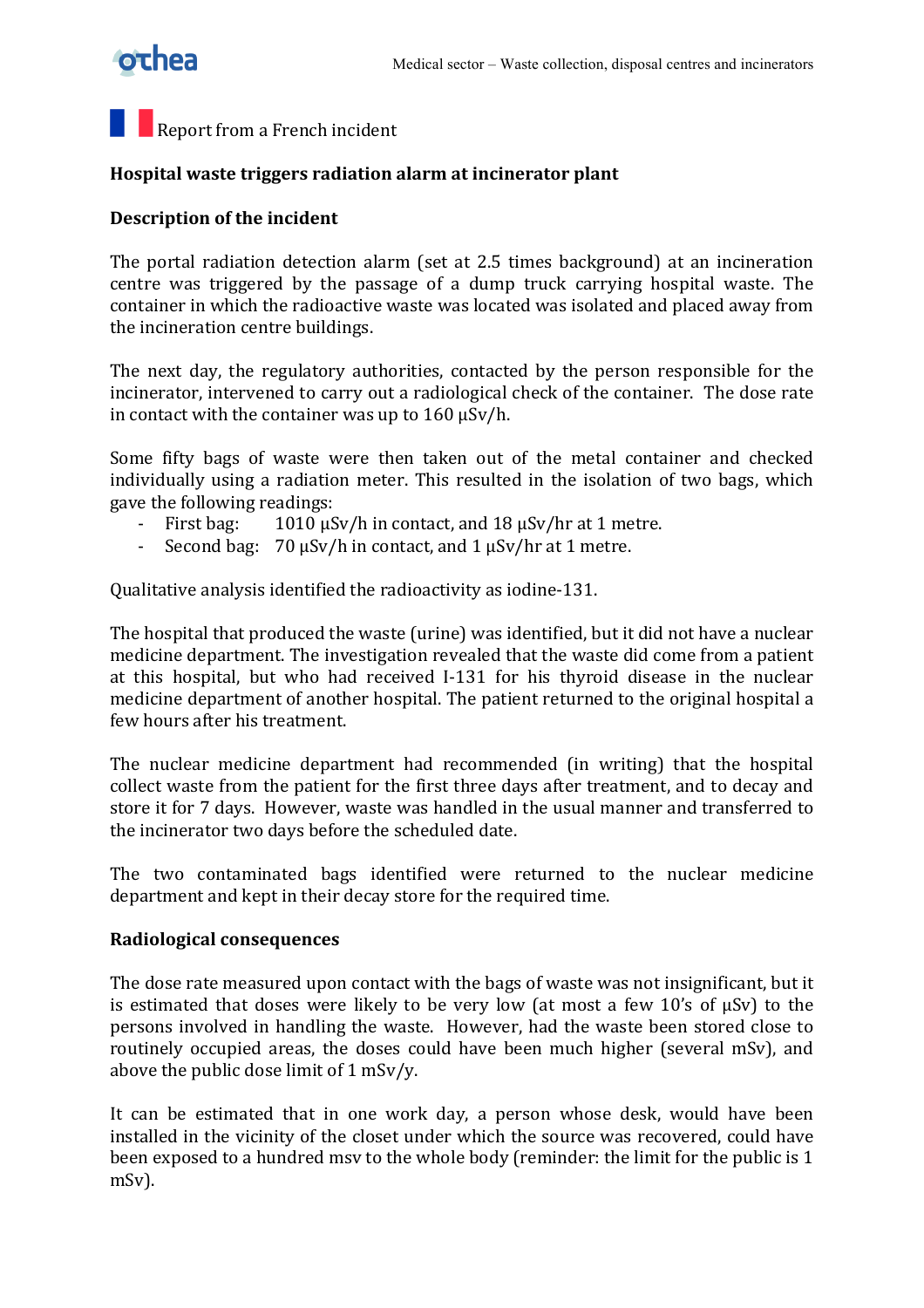Report from a French incident

**Hospital waste triggers radiation alarm at incinerator plant**

**Description of the incident**

The portal radiation detection alarm (set at 2.5 times background) at an incineration centre was triggered by the passage of a dump truck carrying hospital waste. The container in which the radioactive waste was located was isolated and placed away from the incineration centre buildings.

The next day, the regulatory authorities, contacted by the person responsible for the incinerator, intervened to carry out a radiological check of the container. The dose rate in contact with the container was up to 160 µSv/h.

Some fifty bags of waste were then taken out of the metal container and checked individually using a radiation meter. This resulted in the isolation of two bags, which gave the following readings:

- First bag: 1010 µSv/h in contact, and 18 µSv/hr at 1 metre.
- Second bag: 70 µSv/h in contact, and 1 µSv/hr at 1 metre.

Qualitative analysis identified the radioactivity as iodine-131.

The hospital that produced the waste (urine) was identified, but it did not have a nuclear medicine department. The investigation revealed that the waste did come from a patient at this hospital, but who had received I-131 for his thyroid disease in the nuclear medicine department of another hospital. The patient returned to the original hospital a few hours after his treatment.

The nuclear medicine department had recommended (in writing) that the hospital collect waste from the patient for the first three days after treatment, and to decay and store it for 7 days. However, waste was handled in the usual manner and transferred to the incinerator two days before the scheduled date.

The two contaminated bags identified were returned to the nuclear medicine department and kept in their decay store for the required time.

**Radiological consequences**

The dose rate measured upon contact with the bags of waste was not insignificant, but it is estimated that doses were likely to be very low (at most a few 10's of µSv) to the persons involved in handling the waste. However, had the waste been stored close to routinely occupied areas, the doses could have been much higher (several mSv), and above the public dose limit of 1 mSv/y.

It can be estimated that in one work day, a person whose desk, would have been installed in the vicinity of the closet under which the source was recovered, could have been exposed to a hundred msv to the whole body (reminder: the limit for the public is 1 mSv).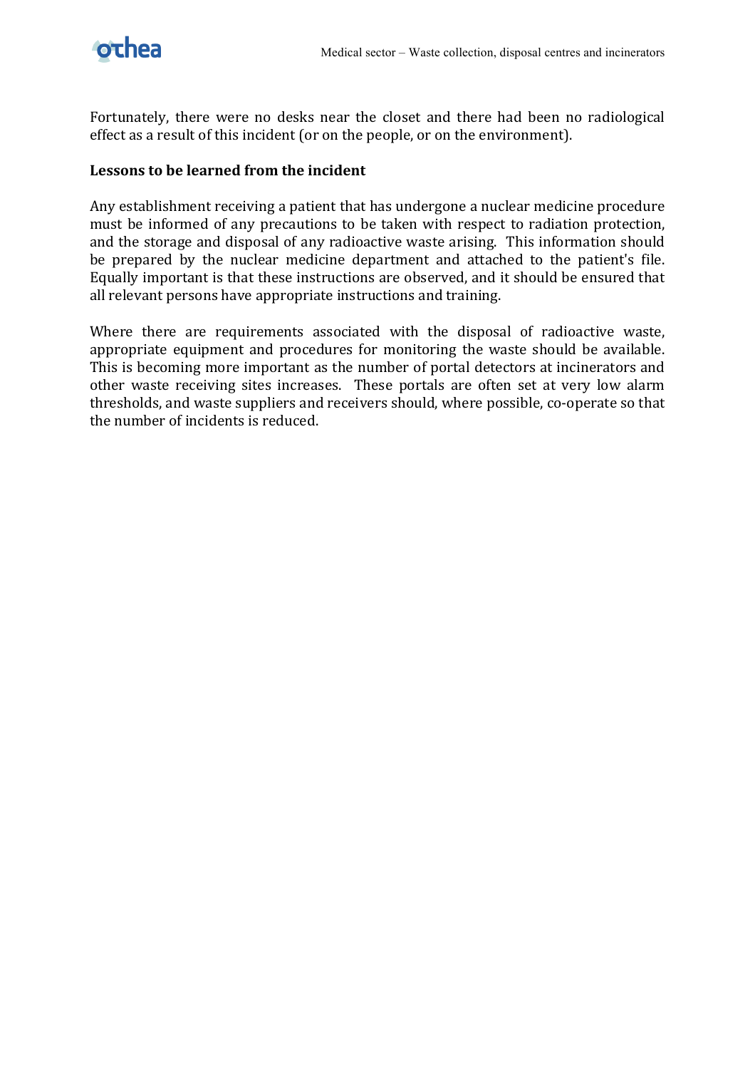Fortunately, there were no desks near the closet and there had been no radiological effect as a result of this incident (or on the people, or on the environment).

**Lessons to be learned from the incident**

Any establishment receiving a patient that has undergone a nuclear medicine procedure must be informed of any precautions to be taken with respect to radiation protection, and the storage and disposal of any radioactive waste arising. This information should be prepared by the nuclear medicine department and attached to the patient's file. Equally important is that these instructions are observed, and it should be ensured that all relevant persons have appropriate instructions and training.

Where there are requirements associated with the disposal of radioactive waste, appropriate equipment and procedures for monitoring the waste should be available. This is becoming more important as the number of portal detectors at incinerators and other waste receiving sites increases. These portals are often set at very low alarm thresholds, and waste suppliers and receivers should, where possible, co-operate so that the number of incidents is reduced.